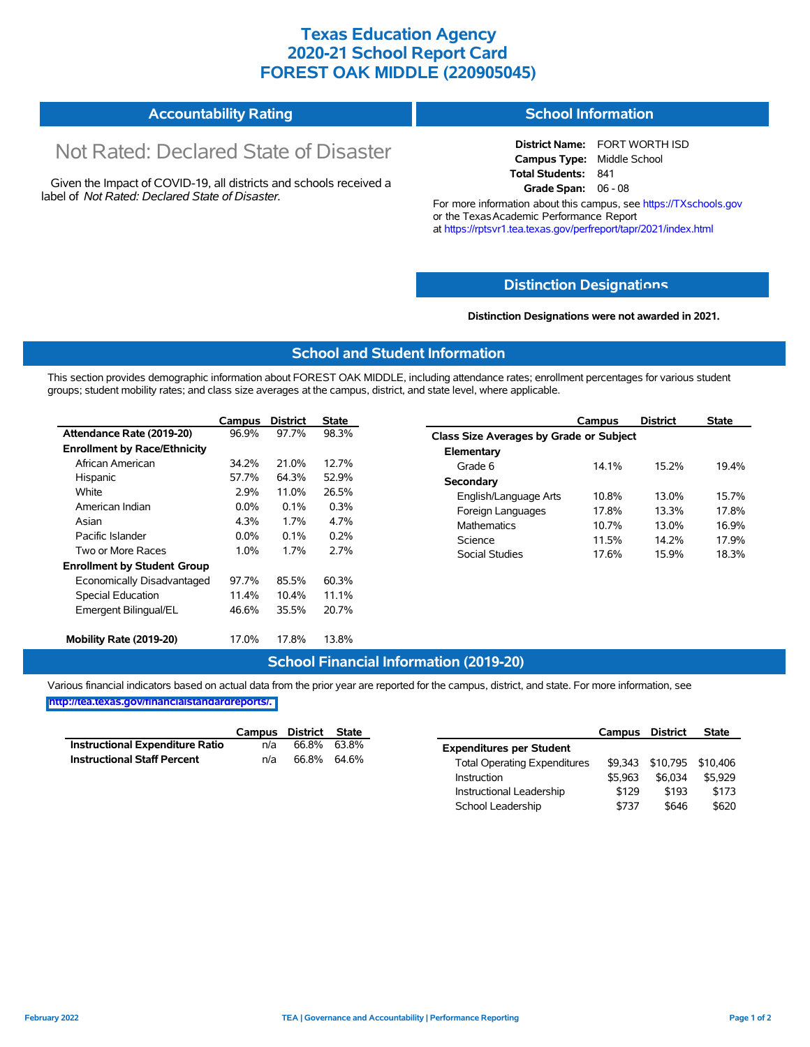# Texas Education Agency
# 2020-21 School Report Card
# FOREST OAK MIDDLE (220905045)

## Accountability Rating

Not Rated: Declared State of Disaster

Given the Impact of COVID-19, all districts and schools received a label of *Not Rated: Declared State of Disaster*.

## School Information

**District Name:** FORT WORTH ISD
**Campus Type:** Middle School
**Total Students:** 841
**Grade Span:** 06 - 08

For more information about this campus, see https://TXschools.gov or the Texas Academic Performance Report at https://rptsvr1.tea.texas.gov/perfreport/tapr/2021/index.html

## Distinction Designations

**Distinction Designations were not awarded in 2021.**

## School and Student Information

This section provides demographic information about FOREST OAK MIDDLE, including attendance rates; enrollment percentages for various student groups; student mobility rates; and class size averages at the campus, district, and state level, where applicable.

| | Campus | District | State |
|---|---|---|---|
| **Attendance Rate (2019-20)** | 96.9% | 97.7% | 98.3% |
| **Enrollment by Race/Ethnicity** | | | |
| African American | 34.2% | 21.0% | 12.7% |
| Hispanic | 57.7% | 64.3% | 52.9% |
| White | 2.9% | 11.0% | 26.5% |
| American Indian | 0.0% | 0.1% | 0.3% |
| Asian | 4.3% | 1.7% | 4.7% |
| Pacific Islander | 0.0% | 0.1% | 0.2% |
| Two or More Races | 1.0% | 1.7% | 2.7% |
| **Enrollment by Student Group** | | | |
| Economically Disadvantaged | 97.7% | 85.5% | 60.3% |
| Special Education | 11.4% | 10.4% | 11.1% |
| Emergent Bilingual/EL | 46.6% | 35.5% | 20.7% |
| **Mobility Rate (2019-20)** | 17.0% | 17.8% | 13.8% |

| | Campus | District | State |
|---|---|---|---|
| **Class Size Averages by Grade or Subject** | | | |
| **Elementary** | | | |
| Grade 6 | 14.1% | 15.2% | 19.4% |
| **Secondary** | | | |
| English/Language Arts | 10.8% | 13.0% | 15.7% |
| Foreign Languages | 17.8% | 13.3% | 17.8% |
| Mathematics | 10.7% | 13.0% | 16.9% |
| Science | 11.5% | 14.2% | 17.9% |
| Social Studies | 17.6% | 15.9% | 18.3% |

## School Financial Information (2019-20)

Various financial indicators based on actual data from the prior year are reported for the campus, district, and state. For more information, see http://tea.texas.gov/financialstandardreports/.

| | Campus | District | State |
|---|---|---|---|
| **Instructional Expenditure Ratio** | n/a | 66.8% | 63.8% |
| **Instructional Staff Percent** | n/a | 66.8% | 64.6% |

| | Campus | District | State |
|---|---|---|---|
| **Expenditures per Student** | | | |
| Total Operating Expenditures | $9,343 | $10,795 | $10,406 |
| Instruction | $5,963 | $6,034 | $5,929 |
| Instructional Leadership | $129 | $193 | $173 |
| School Leadership | $737 | $646 | $620 |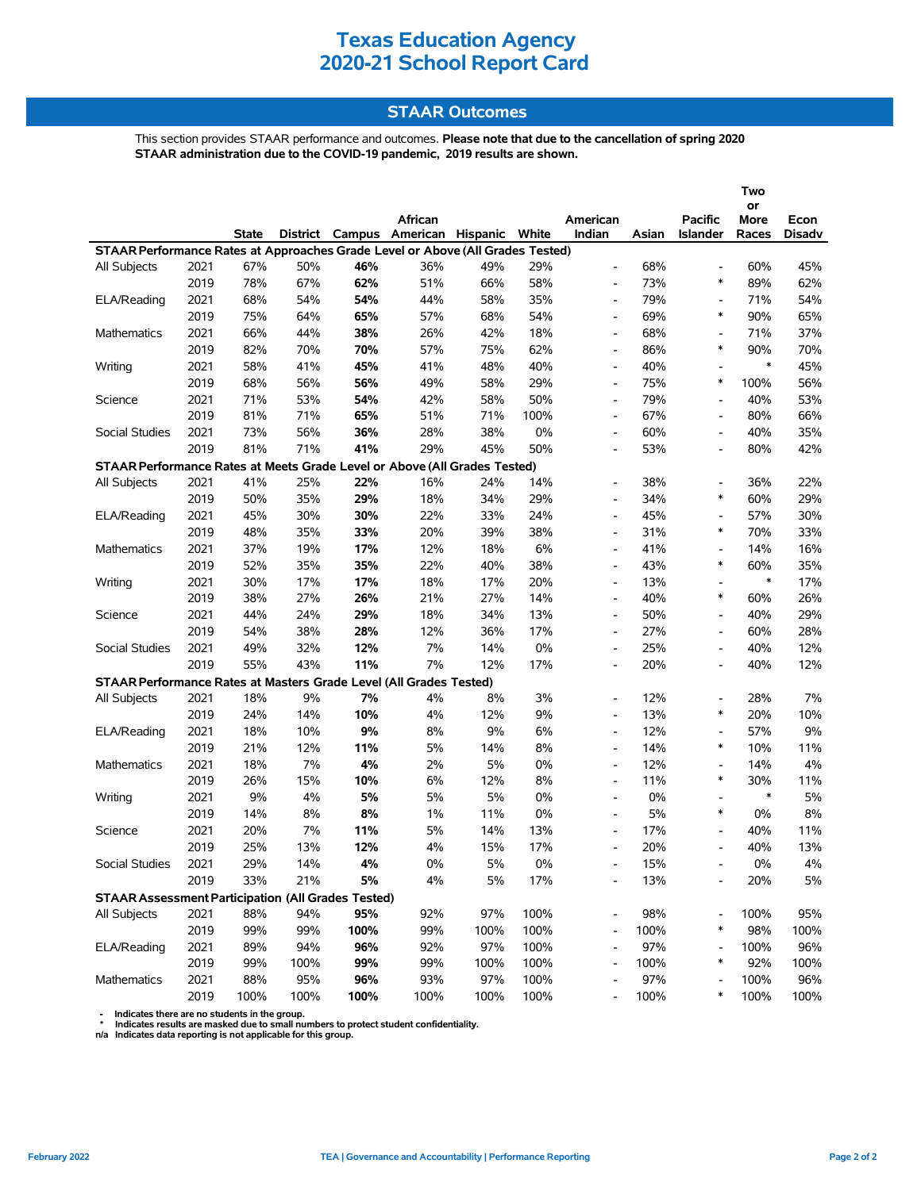# Texas Education Agency
# 2020-21 School Report Card

## STAAR Outcomes

This section provides STAAR performance and outcomes. **Please note that due to the cancellation of spring 2020 STAAR administration due to the COVID-19 pandemic, 2019 results are shown.**

| | | State | District | Campus | African American | Hispanic | White | American Indian | Asian | Pacific Islander | Two or More Races | Econ Disadv |
|---|---|---|---|---|---|---|---|---|---|---|---|---|
| **STAAR Performance Rates at Approaches Grade Level or Above (All Grades Tested)** | | | | | | | | | | | | |
| All Subjects | 2021 | 67% | 50% | **46%** | 36% | 49% | 29% | - | 68% | - | 60% | 45% |
| | 2019 | 78% | 67% | **62%** | 51% | 66% | 58% | - | 73% | * | 89% | 62% |
| ELA/Reading | 2021 | 68% | 54% | **54%** | 44% | 58% | 35% | - | 79% | - | 71% | 54% |
| | 2019 | 75% | 64% | **65%** | 57% | 68% | 54% | - | 69% | * | 90% | 65% |
| Mathematics | 2021 | 66% | 44% | **38%** | 26% | 42% | 18% | - | 68% | - | 71% | 37% |
| | 2019 | 82% | 70% | **70%** | 57% | 75% | 62% | - | 86% | * | 90% | 70% |
| Writing | 2021 | 58% | 41% | **45%** | 41% | 48% | 40% | - | 40% | - | * | 45% |
| | 2019 | 68% | 56% | **56%** | 49% | 58% | 29% | - | 75% | * | 100% | 56% |
| Science | 2021 | 71% | 53% | **54%** | 42% | 58% | 50% | - | 79% | - | 40% | 53% |
| | 2019 | 81% | 71% | **65%** | 51% | 71% | 100% | - | 67% | - | 80% | 66% |
| Social Studies | 2021 | 73% | 56% | **36%** | 28% | 38% | 0% | - | 60% | - | 40% | 35% |
| | 2019 | 81% | 71% | **41%** | 29% | 45% | 50% | - | 53% | - | 80% | 42% |
| **STAAR Performance Rates at Meets Grade Level or Above (All Grades Tested)** | | | | | | | | | | | | |
| All Subjects | 2021 | 41% | 25% | **22%** | 16% | 24% | 14% | - | 38% | - | 36% | 22% |
| | 2019 | 50% | 35% | **29%** | 18% | 34% | 29% | - | 34% | * | 60% | 29% |
| ELA/Reading | 2021 | 45% | 30% | **30%** | 22% | 33% | 24% | - | 45% | - | 57% | 30% |
| | 2019 | 48% | 35% | **33%** | 20% | 39% | 38% | - | 31% | * | 70% | 33% |
| Mathematics | 2021 | 37% | 19% | **17%** | 12% | 18% | 6% | - | 41% | - | 14% | 16% |
| | 2019 | 52% | 35% | **35%** | 22% | 40% | 38% | - | 43% | * | 60% | 35% |
| Writing | 2021 | 30% | 17% | **17%** | 18% | 17% | 20% | - | 13% | - | * | 17% |
| | 2019 | 38% | 27% | **26%** | 21% | 27% | 14% | - | 40% | * | 60% | 26% |
| Science | 2021 | 44% | 24% | **29%** | 18% | 34% | 13% | - | 50% | - | 40% | 29% |
| | 2019 | 54% | 38% | **28%** | 12% | 36% | 17% | - | 27% | - | 60% | 28% |
| Social Studies | 2021 | 49% | 32% | **12%** | 7% | 14% | 0% | - | 25% | - | 40% | 12% |
| | 2019 | 55% | 43% | **11%** | 7% | 12% | 17% | - | 20% | - | 40% | 12% |
| **STAAR Performance Rates at Masters Grade Level (All Grades Tested)** | | | | | | | | | | | | |
| All Subjects | 2021 | 18% | 9% | **7%** | 4% | 8% | 3% | - | 12% | - | 28% | 7% |
| | 2019 | 24% | 14% | **10%** | 4% | 12% | 9% | - | 13% | * | 20% | 10% |
| ELA/Reading | 2021 | 18% | 10% | **9%** | 8% | 9% | 6% | - | 12% | - | 57% | 9% |
| | 2019 | 21% | 12% | **11%** | 5% | 14% | 8% | - | 14% | * | 10% | 11% |
| Mathematics | 2021 | 18% | 7% | **4%** | 2% | 5% | 0% | - | 12% | - | 14% | 4% |
| | 2019 | 26% | 15% | **10%** | 6% | 12% | 8% | - | 11% | * | 30% | 11% |
| Writing | 2021 | 9% | 4% | **5%** | 5% | 5% | 0% | - | 0% | - | * | 5% |
| | 2019 | 14% | 8% | **8%** | 1% | 11% | 0% | - | 5% | * | 0% | 8% |
| Science | 2021 | 20% | 7% | **11%** | 5% | 14% | 13% | - | 17% | - | 40% | 11% |
| | 2019 | 25% | 13% | **12%** | 4% | 15% | 17% | - | 20% | - | 40% | 13% |
| Social Studies | 2021 | 29% | 14% | **4%** | 0% | 5% | 0% | - | 15% | - | 0% | 4% |
| | 2019 | 33% | 21% | **5%** | 4% | 5% | 17% | - | 13% | - | 20% | 5% |
| **STAAR Assessment Participation (All Grades Tested)** | | | | | | | | | | | | |
| All Subjects | 2021 | 88% | 94% | **95%** | 92% | 97% | 100% | - | 98% | - | 100% | 95% |
| | 2019 | 99% | 99% | **100%** | 99% | 100% | 100% | - | 100% | * | 98% | 100% |
| ELA/Reading | 2021 | 89% | 94% | **96%** | 92% | 97% | 100% | - | 97% | - | 100% | 96% |
| | 2019 | 99% | 100% | **99%** | 99% | 100% | 100% | - | 100% | * | 92% | 100% |
| Mathematics | 2021 | 88% | 95% | **96%** | 93% | 97% | 100% | - | 97% | - | 100% | 96% |
| | 2019 | 100% | 100% | **100%** | 100% | 100% | 100% | - | 100% | * | 100% | 100% |

- Indicates there are no students in the group.
\* Indicates results are masked due to small numbers to protect student confidentiality.
n/a Indicates data reporting is not applicable for this group.